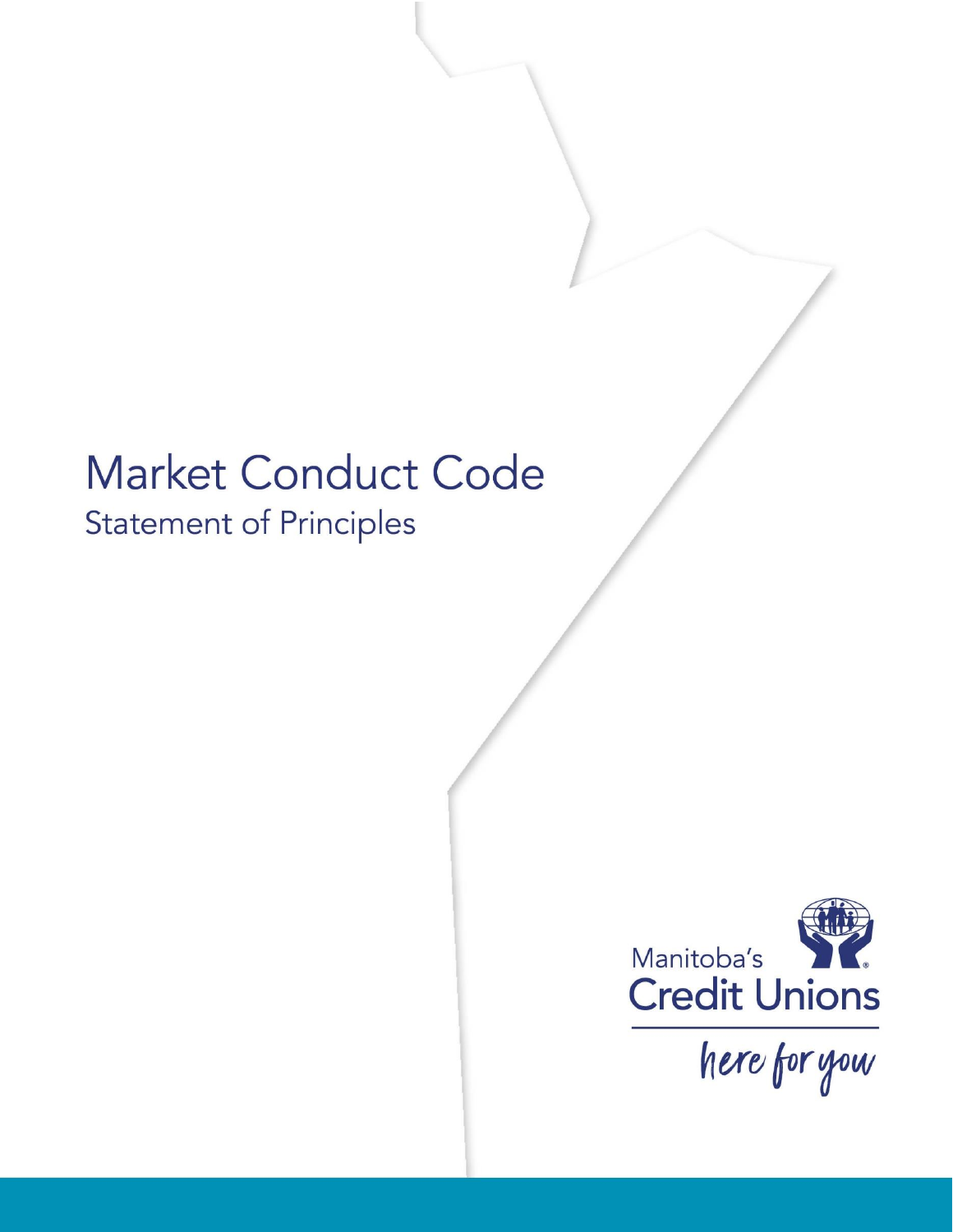# Market Conduct Code

## Statement of Principles

Manitoba's Credit Unions

*here for you*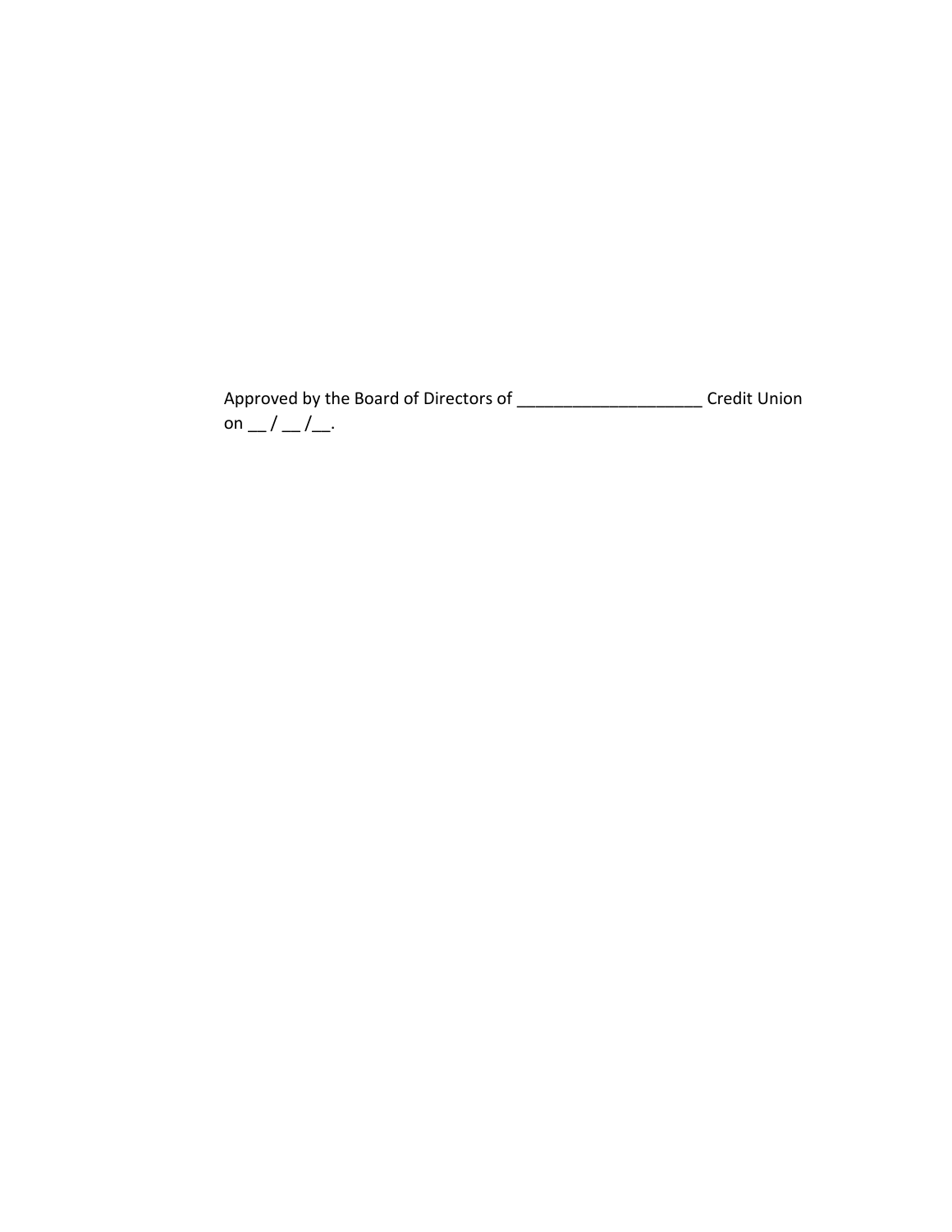Approved by the Board of Directors of ____________________ Credit Union on __ / __ /__.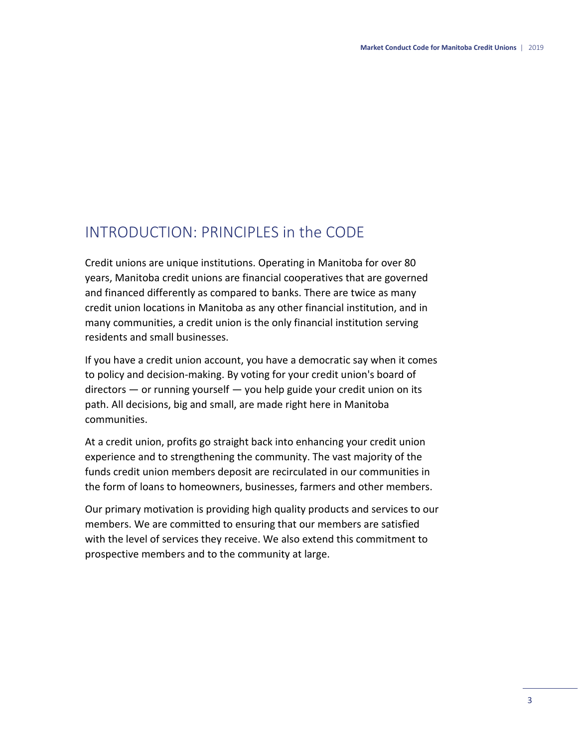## INTRODUCTION: PRINCIPLES in the CODE

Credit unions are unique institutions. Operating in Manitoba for over 80 years, Manitoba credit unions are financial cooperatives that are governed and financed differently as compared to banks. There are twice as many credit union locations in Manitoba as any other financial institution, and in many communities, a credit union is the only financial institution serving residents and small businesses.

If you have a credit union account, you have a democratic say when it comes to policy and decision-making. By voting for your credit union's board of directors — or running yourself — you help guide your credit union on its path. All decisions, big and small, are made right here in Manitoba communities.

At a credit union, profits go straight back into enhancing your credit union experience and to strengthening the community. The vast majority of the funds credit union members deposit are recirculated in our communities in the form of loans to homeowners, businesses, farmers and other members.

Our primary motivation is providing high quality products and services to our members. We are committed to ensuring that our members are satisfied with the level of services they receive. We also extend this commitment to prospective members and to the community at large.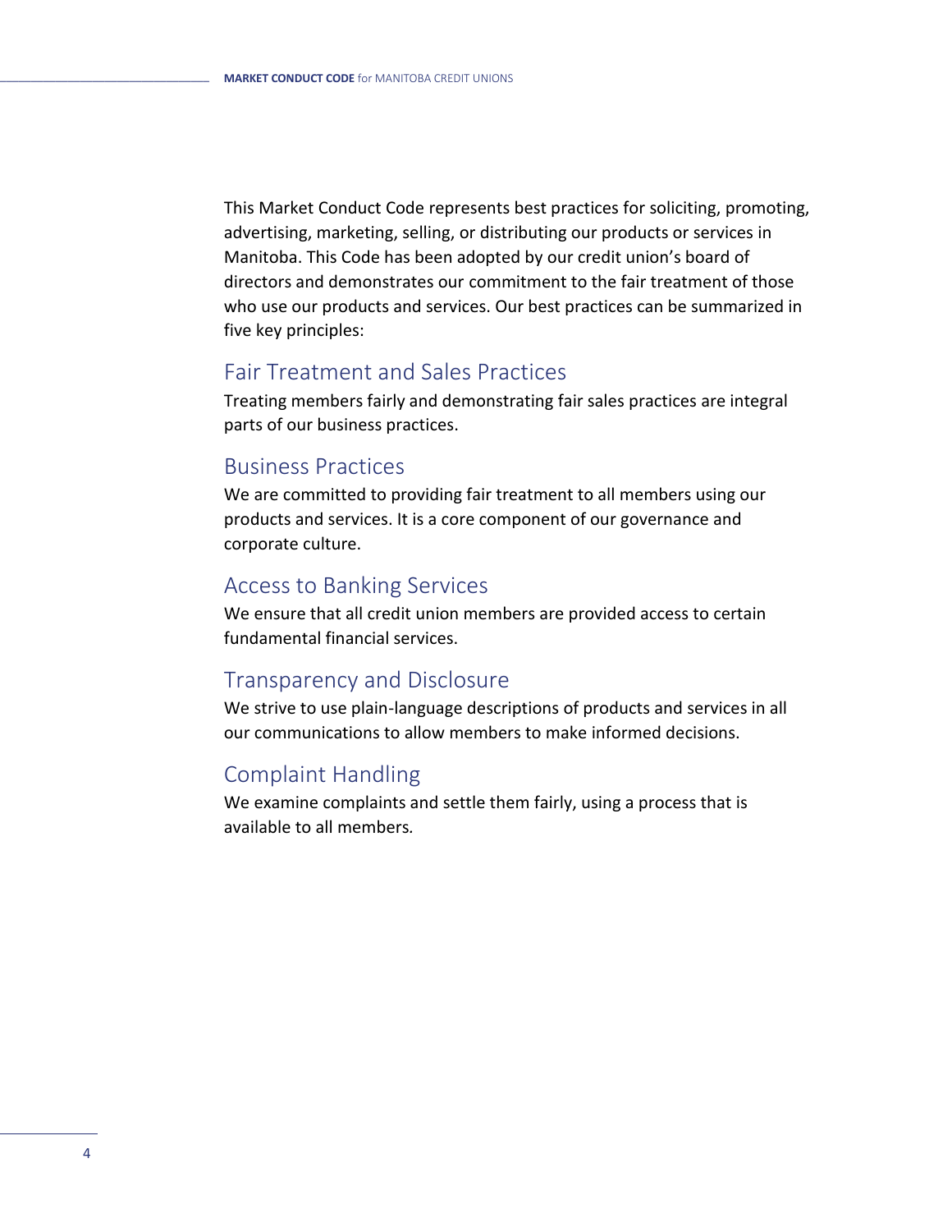This Market Conduct Code represents best practices for soliciting, promoting, advertising, marketing, selling, or distributing our products or services in Manitoba. This Code has been adopted by our credit union's board of directors and demonstrates our commitment to the fair treatment of those who use our products and services. Our best practices can be summarized in five key principles:

## Fair Treatment and Sales Practices

Treating members fairly and demonstrating fair sales practices are integral parts of our business practices.

## Business Practices

We are committed to providing fair treatment to all members using our products and services. It is a core component of our governance and corporate culture.

## Access to Banking Services

We ensure that all credit union members are provided access to certain fundamental financial services.

## Transparency and Disclosure

We strive to use plain-language descriptions of products and services in all our communications to allow members to make informed decisions.

## Complaint Handling

We examine complaints and settle them fairly, using a process that is available to all members.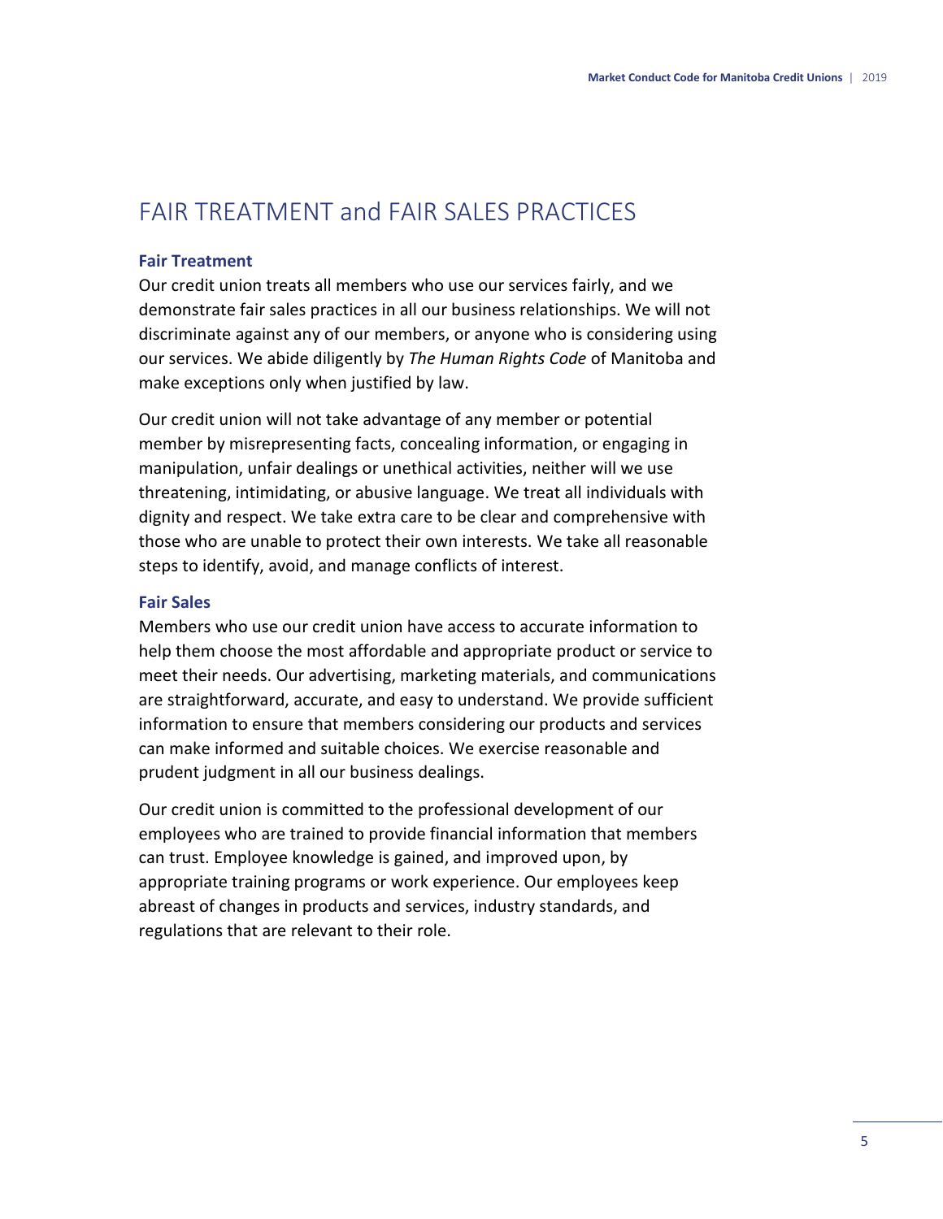# FAIR TREATMENT and FAIR SALES PRACTICES

### Fair Treatment

Our credit union treats all members who use our services fairly, and we demonstrate fair sales practices in all our business relationships. We will not discriminate against any of our members, or anyone who is considering using our services. We abide diligently by *The Human Rights Code* of Manitoba and make exceptions only when justified by law.

Our credit union will not take advantage of any member or potential member by misrepresenting facts, concealing information, or engaging in manipulation, unfair dealings or unethical activities, neither will we use threatening, intimidating, or abusive language. We treat all individuals with dignity and respect. We take extra care to be clear and comprehensive with those who are unable to protect their own interests. We take all reasonable steps to identify, avoid, and manage conflicts of interest.

### Fair Sales

Members who use our credit union have access to accurate information to help them choose the most affordable and appropriate product or service to meet their needs. Our advertising, marketing materials, and communications are straightforward, accurate, and easy to understand. We provide sufficient information to ensure that members considering our products and services can make informed and suitable choices. We exercise reasonable and prudent judgment in all our business dealings.

Our credit union is committed to the professional development of our employees who are trained to provide financial information that members can trust. Employee knowledge is gained, and improved upon, by appropriate training programs or work experience. Our employees keep abreast of changes in products and services, industry standards, and regulations that are relevant to their role.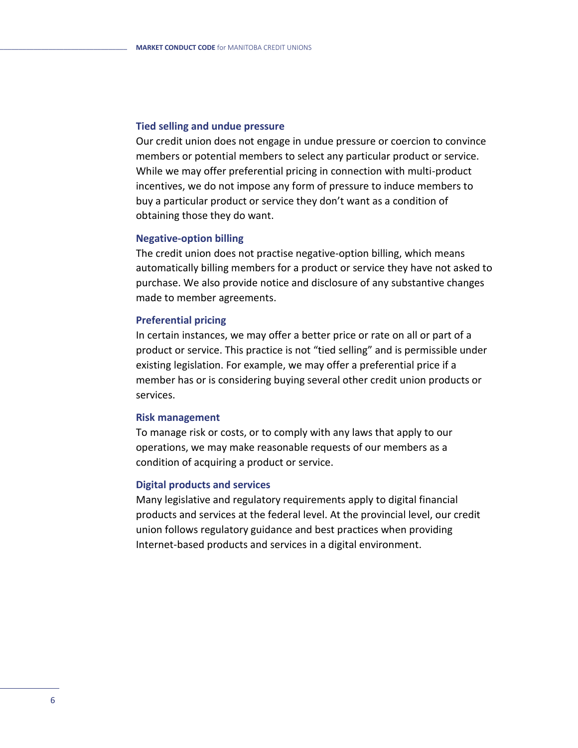### Tied selling and undue pressure

Our credit union does not engage in undue pressure or coercion to convince members or potential members to select any particular product or service. While we may offer preferential pricing in connection with multi-product incentives, we do not impose any form of pressure to induce members to buy a particular product or service they don't want as a condition of obtaining those they do want.

### Negative-option billing

The credit union does not practise negative-option billing, which means automatically billing members for a product or service they have not asked to purchase. We also provide notice and disclosure of any substantive changes made to member agreements.

### Preferential pricing

In certain instances, we may offer a better price or rate on all or part of a product or service. This practice is not "tied selling" and is permissible under existing legislation. For example, we may offer a preferential price if a member has or is considering buying several other credit union products or services.

### Risk management

To manage risk or costs, or to comply with any laws that apply to our operations, we may make reasonable requests of our members as a condition of acquiring a product or service.

### Digital products and services

Many legislative and regulatory requirements apply to digital financial products and services at the federal level. At the provincial level, our credit union follows regulatory guidance and best practices when providing Internet-based products and services in a digital environment.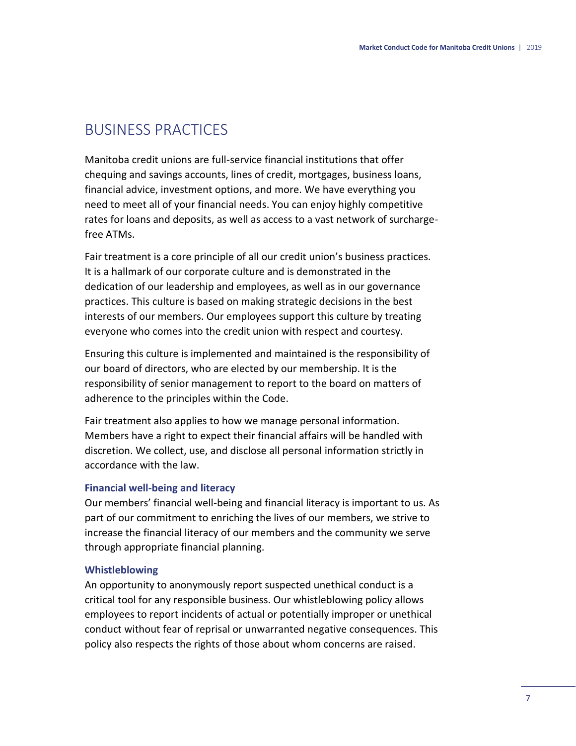# BUSINESS PRACTICES

Manitoba credit unions are full-service financial institutions that offer chequing and savings accounts, lines of credit, mortgages, business loans, financial advice, investment options, and more. We have everything you need to meet all of your financial needs. You can enjoy highly competitive rates for loans and deposits, as well as access to a vast network of surcharge-free ATMs.

Fair treatment is a core principle of all our credit union's business practices. It is a hallmark of our corporate culture and is demonstrated in the dedication of our leadership and employees, as well as in our governance practices. This culture is based on making strategic decisions in the best interests of our members. Our employees support this culture by treating everyone who comes into the credit union with respect and courtesy.

Ensuring this culture is implemented and maintained is the responsibility of our board of directors, who are elected by our membership. It is the responsibility of senior management to report to the board on matters of adherence to the principles within the Code.

Fair treatment also applies to how we manage personal information. Members have a right to expect their financial affairs will be handled with discretion. We collect, use, and disclose all personal information strictly in accordance with the law.

### Financial well-being and literacy

Our members' financial well-being and financial literacy is important to us. As part of our commitment to enriching the lives of our members, we strive to increase the financial literacy of our members and the community we serve through appropriate financial planning.

### Whistleblowing

An opportunity to anonymously report suspected unethical conduct is a critical tool for any responsible business. Our whistleblowing policy allows employees to report incidents of actual or potentially improper or unethical conduct without fear of reprisal or unwarranted negative consequences. This policy also respects the rights of those about whom concerns are raised.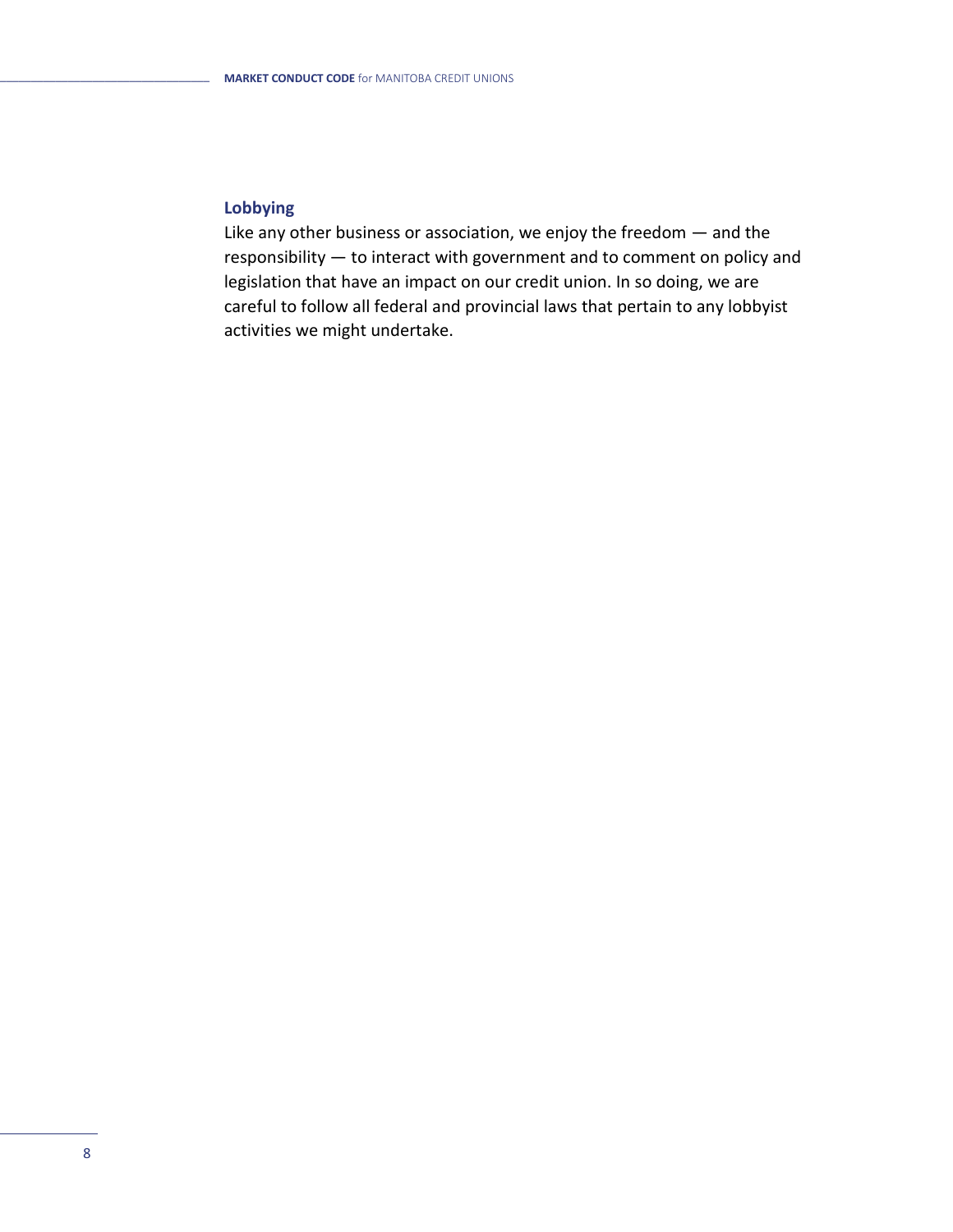### Lobbying

Like any other business or association, we enjoy the freedom — and the responsibility — to interact with government and to comment on policy and legislation that have an impact on our credit union. In so doing, we are careful to follow all federal and provincial laws that pertain to any lobbyist activities we might undertake.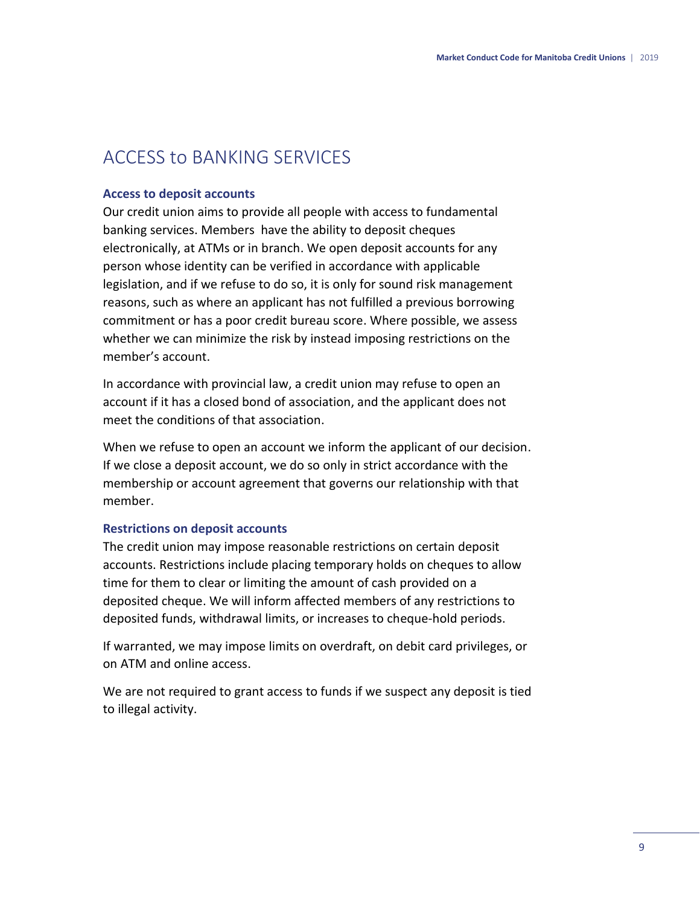# ACCESS to BANKING SERVICES

### Access to deposit accounts

Our credit union aims to provide all people with access to fundamental banking services. Members  have the ability to deposit cheques electronically, at ATMs or in branch. We open deposit accounts for any person whose identity can be verified in accordance with applicable legislation, and if we refuse to do so, it is only for sound risk management reasons, such as where an applicant has not fulfilled a previous borrowing commitment or has a poor credit bureau score. Where possible, we assess whether we can minimize the risk by instead imposing restrictions on the member's account.

In accordance with provincial law, a credit union may refuse to open an account if it has a closed bond of association, and the applicant does not meet the conditions of that association.

When we refuse to open an account we inform the applicant of our decision. If we close a deposit account, we do so only in strict accordance with the membership or account agreement that governs our relationship with that member.

### Restrictions on deposit accounts

The credit union may impose reasonable restrictions on certain deposit accounts. Restrictions include placing temporary holds on cheques to allow time for them to clear or limiting the amount of cash provided on a deposited cheque. We will inform affected members of any restrictions to deposited funds, withdrawal limits, or increases to cheque-hold periods.

If warranted, we may impose limits on overdraft, on debit card privileges, or on ATM and online access.

We are not required to grant access to funds if we suspect any deposit is tied to illegal activity.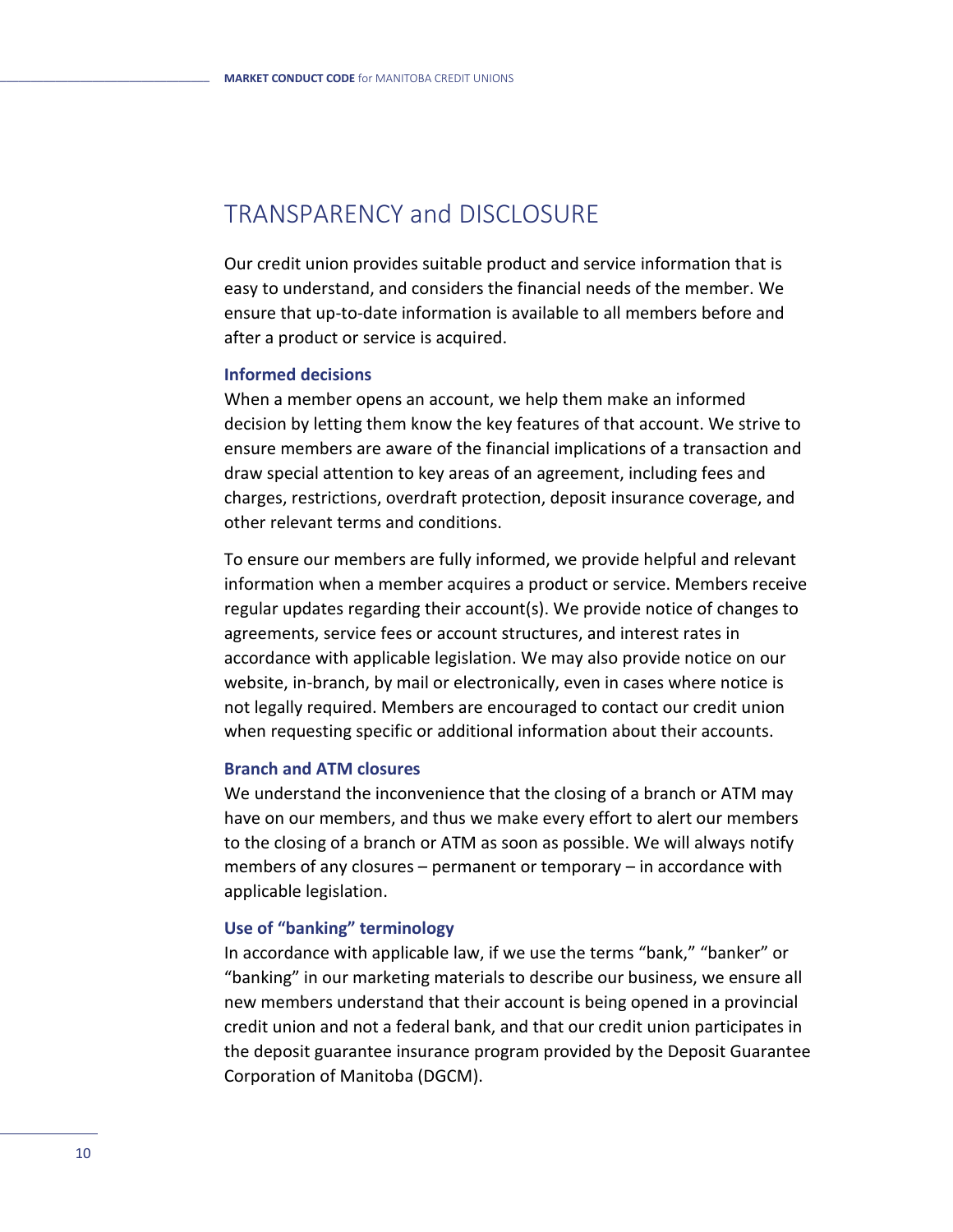# TRANSPARENCY and DISCLOSURE

Our credit union provides suitable product and service information that is easy to understand, and considers the financial needs of the member. We ensure that up-to-date information is available to all members before and after a product or service is acquired.

### Informed decisions

When a member opens an account, we help them make an informed decision by letting them know the key features of that account. We strive to ensure members are aware of the financial implications of a transaction and draw special attention to key areas of an agreement, including fees and charges, restrictions, overdraft protection, deposit insurance coverage, and other relevant terms and conditions.

To ensure our members are fully informed, we provide helpful and relevant information when a member acquires a product or service. Members receive regular updates regarding their account(s). We provide notice of changes to agreements, service fees or account structures, and interest rates in accordance with applicable legislation. We may also provide notice on our website, in-branch, by mail or electronically, even in cases where notice is not legally required. Members are encouraged to contact our credit union when requesting specific or additional information about their accounts.

### Branch and ATM closures

We understand the inconvenience that the closing of a branch or ATM may have on our members, and thus we make every effort to alert our members to the closing of a branch or ATM as soon as possible. We will always notify members of any closures – permanent or temporary – in accordance with applicable legislation.

### Use of "banking" terminology

In accordance with applicable law, if we use the terms "bank," "banker" or "banking" in our marketing materials to describe our business, we ensure all new members understand that their account is being opened in a provincial credit union and not a federal bank, and that our credit union participates in the deposit guarantee insurance program provided by the Deposit Guarantee Corporation of Manitoba (DGCM).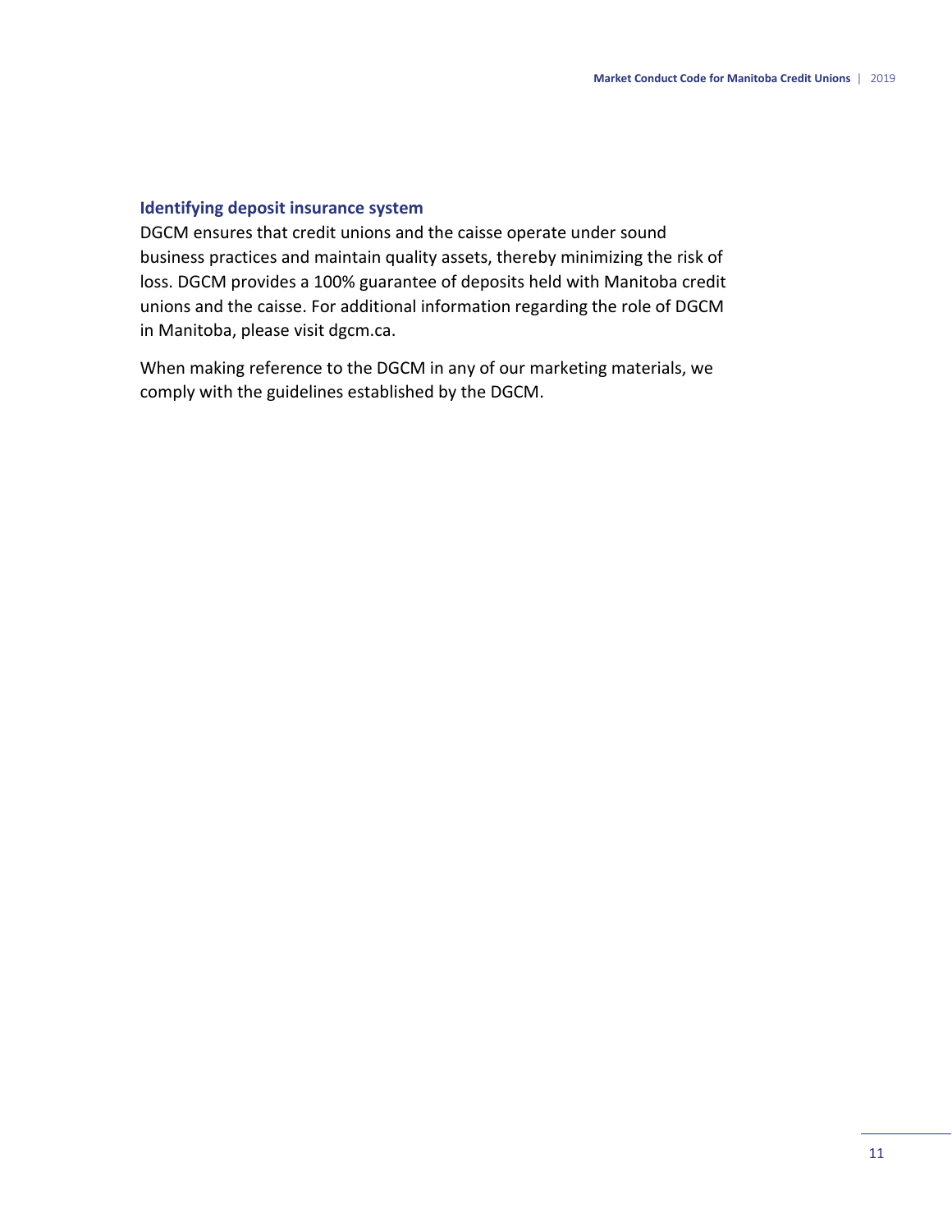### Identifying deposit insurance system

DGCM ensures that credit unions and the caisse operate under sound business practices and maintain quality assets, thereby minimizing the risk of loss. DGCM provides a 100% guarantee of deposits held with Manitoba credit unions and the caisse. For additional information regarding the role of DGCM in Manitoba, please visit dgcm.ca.

When making reference to the DGCM in any of our marketing materials, we comply with the guidelines established by the DGCM.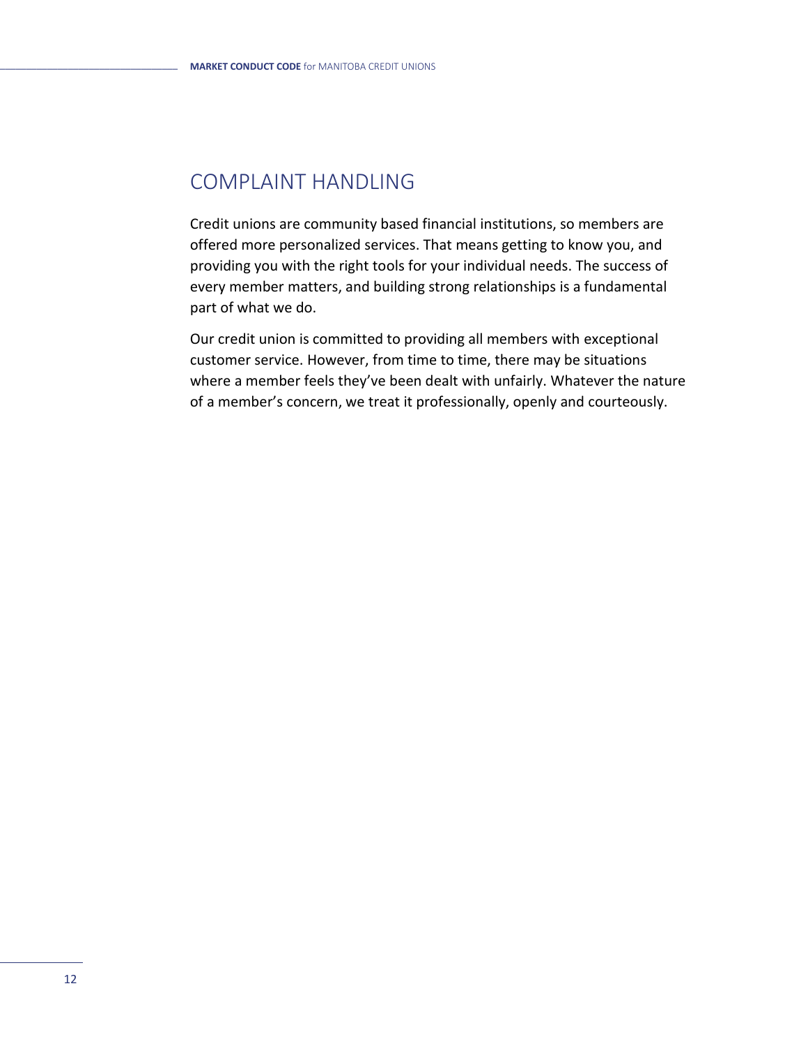# COMPLAINT HANDLING

Credit unions are community based financial institutions, so members are offered more personalized services. That means getting to know you, and providing you with the right tools for your individual needs. The success of every member matters, and building strong relationships is a fundamental part of what we do.

Our credit union is committed to providing all members with exceptional customer service. However, from time to time, there may be situations where a member feels they've been dealt with unfairly. Whatever the nature of a member's concern, we treat it professionally, openly and courteously.